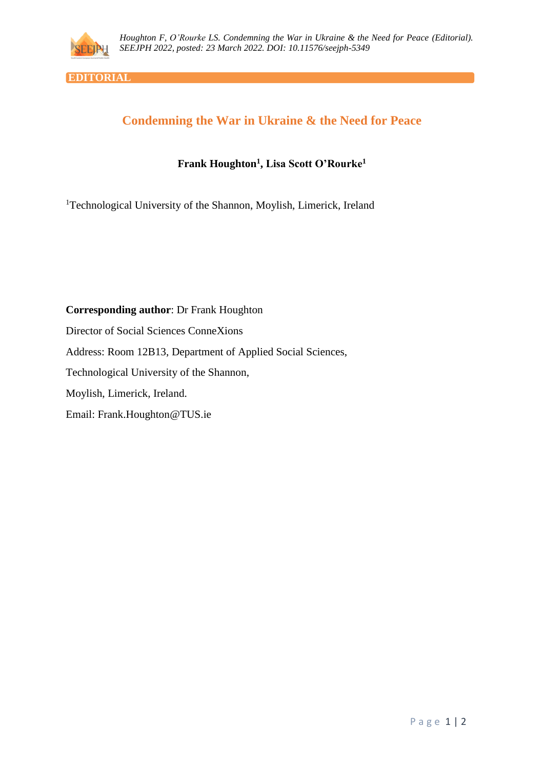EDITORIAL

# Condemning the War in Ukraine & the Need for Peace

**Frank Houghton[1], Lisa Scott O'Rourke[1]**

[1]Technological University of the Shannon, Moylish, Limerick, Ireland

**Corresponding author**: Dr Frank Houghton

Director of Social Sciences ConneXions

Address: Room 12B13, Department of Applied Social Sciences,

Technological University of the Shannon,

Moylish, Limerick, Ireland.

Email: Frank.Houghton@TUS.ie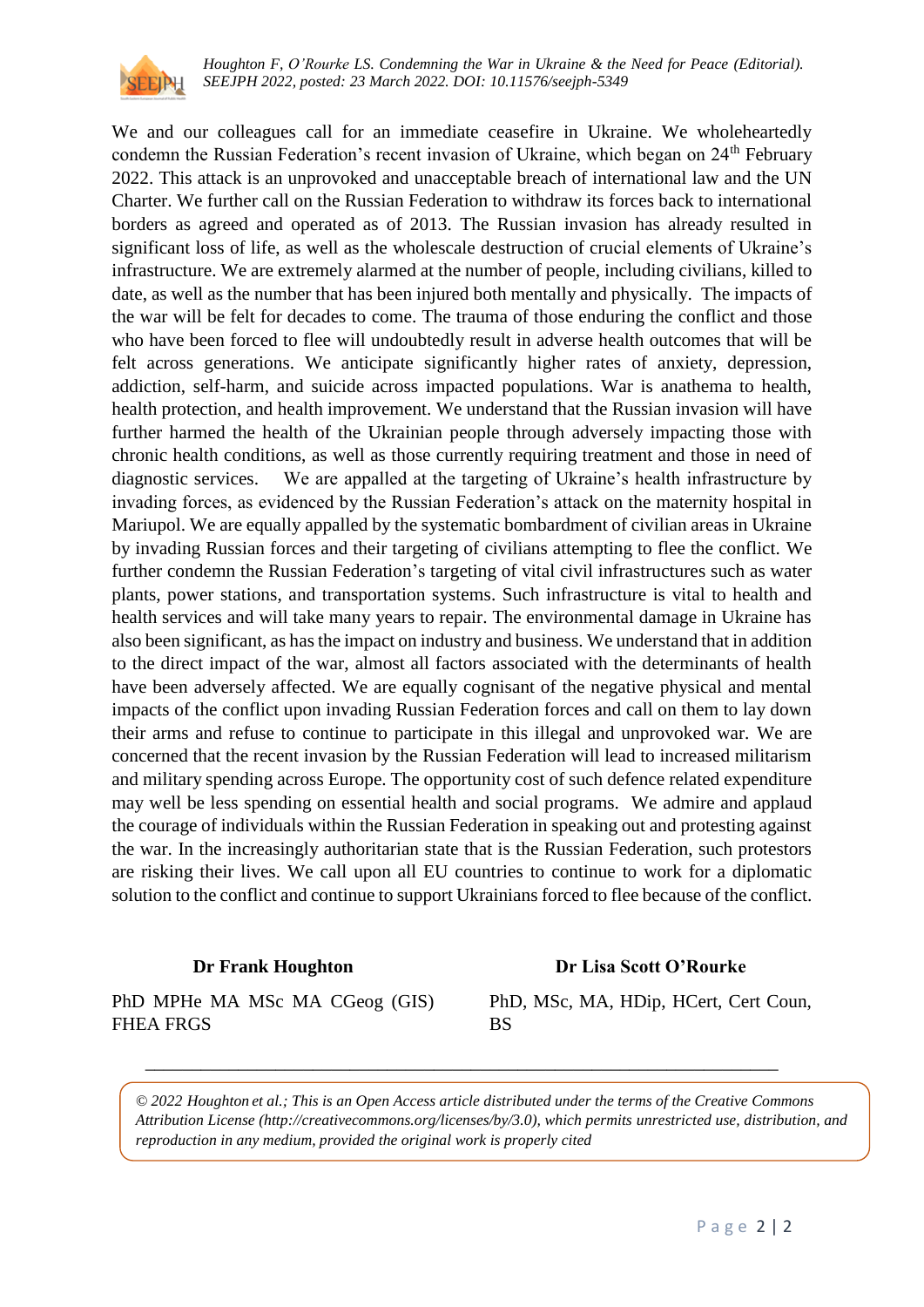We and our colleagues call for an immediate ceasefire in Ukraine. We wholeheartedly condemn the Russian Federation's recent invasion of Ukraine, which began on 24th February 2022. This attack is an unprovoked and unacceptable breach of international law and the UN Charter. We further call on the Russian Federation to withdraw its forces back to international borders as agreed and operated as of 2013. The Russian invasion has already resulted in significant loss of life, as well as the wholescale destruction of crucial elements of Ukraine's infrastructure. We are extremely alarmed at the number of people, including civilians, killed to date, as well as the number that has been injured both mentally and physically. The impacts of the war will be felt for decades to come. The trauma of those enduring the conflict and those who have been forced to flee will undoubtedly result in adverse health outcomes that will be felt across generations. We anticipate significantly higher rates of anxiety, depression, addiction, self-harm, and suicide across impacted populations. War is anathema to health, health protection, and health improvement. We understand that the Russian invasion will have further harmed the health of the Ukrainian people through adversely impacting those with chronic health conditions, as well as those currently requiring treatment and those in need of diagnostic services. We are appalled at the targeting of Ukraine's health infrastructure by invading forces, as evidenced by the Russian Federation's attack on the maternity hospital in Mariupol. We are equally appalled by the systematic bombardment of civilian areas in Ukraine by invading Russian forces and their targeting of civilians attempting to flee the conflict. We further condemn the Russian Federation's targeting of vital civil infrastructures such as water plants, power stations, and transportation systems. Such infrastructure is vital to health and health services and will take many years to repair. The environmental damage in Ukraine has also been significant, as has the impact on industry and business. We understand that in addition to the direct impact of the war, almost all factors associated with the determinants of health have been adversely affected. We are equally cognisant of the negative physical and mental impacts of the conflict upon invading Russian Federation forces and call on them to lay down their arms and refuse to continue to participate in this illegal and unprovoked war. We are concerned that the recent invasion by the Russian Federation will lead to increased militarism and military spending across Europe. The opportunity cost of such defence related expenditure may well be less spending on essential health and social programs. We admire and applaud the courage of individuals within the Russian Federation in speaking out and protesting against the war. In the increasingly authoritarian state that is the Russian Federation, such protestors are risking their lives. We call upon all EU countries to continue to work for a diplomatic solution to the conflict and continue to support Ukrainians forced to flee because of the conflict.

**Dr Frank Houghton**

PhD MPHe MA MSc MA CGeog (GIS) FHEA FRGS

**Dr Lisa Scott O'Rourke**

PhD, MSc, MA, HDip, HCert, Cert Coun, BS

---

*© 2022 Houghton et al.; This is an Open Access article distributed under the terms of the Creative Commons Attribution License (http://creativecommons.org/licenses/by/3.0), which permits unrestricted use, distribution, and reproduction in any medium, provided the original work is properly cited*